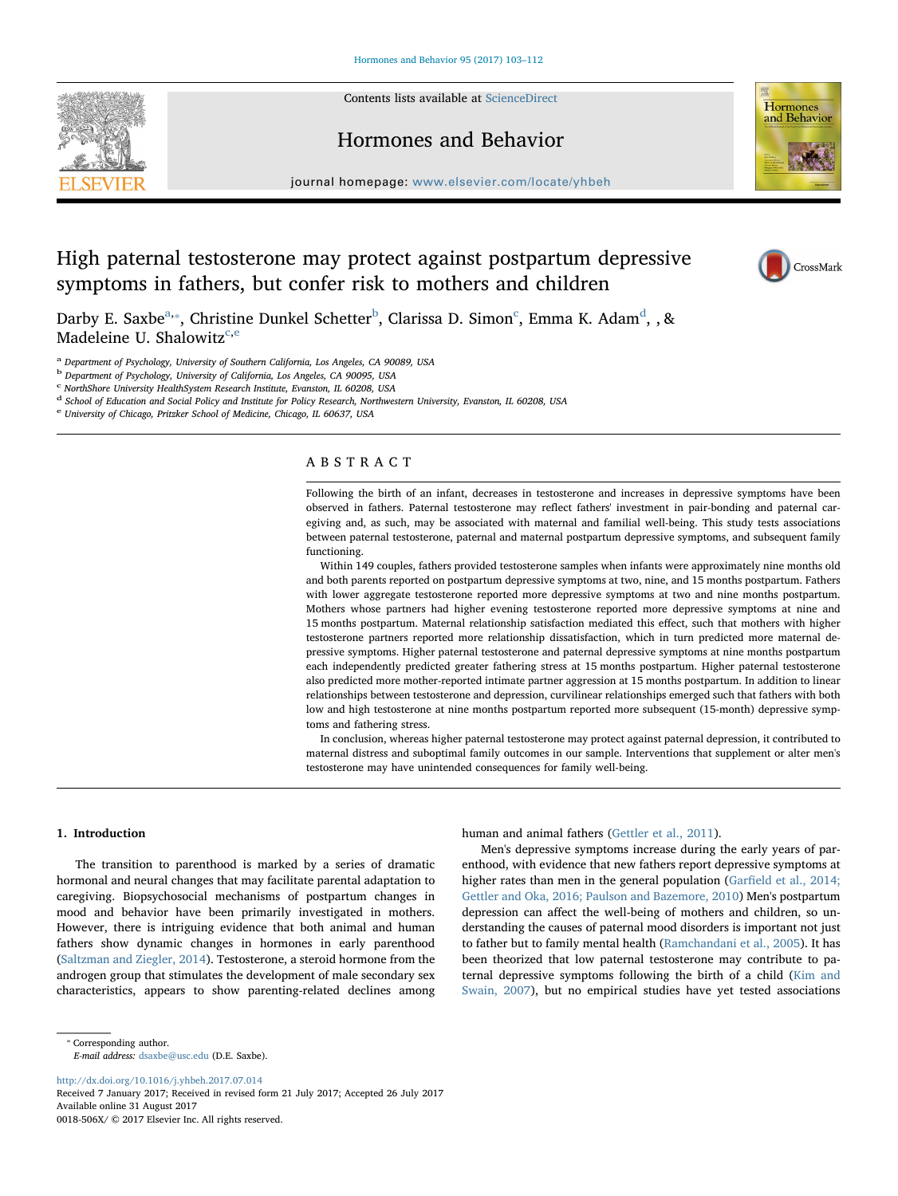# High paternal testosterone may protect against postpartum depressive symptoms in fathers, but confer risk to mothers and children

Darby E. Saxbe[a,*], Christine Dunkel Schetter[b], Clarissa D. Simon[c], Emma K. Adam[d], , & Madeleine U. Shalowitz[c,e]

[a] Department of Psychology, University of Southern California, Los Angeles, CA 90089, USA
[b] Department of Psychology, University of California, Los Angeles, CA 90095, USA
[c] NorthShore University HealthSystem Research Institute, Evanston, IL 60208, USA
[d] School of Education and Social Policy and Institute for Policy Research, Northwestern University, Evanston, IL 60208, USA
[e] University of Chicago, Pritzker School of Medicine, Chicago, IL 60637, USA

## ABSTRACT

Following the birth of an infant, decreases in testosterone and increases in depressive symptoms have been observed in fathers. Paternal testosterone may reflect fathers' investment in pair-bonding and paternal caregiving and, as such, may be associated with maternal and familial well-being. This study tests associations between paternal testosterone, paternal and maternal postpartum depressive symptoms, and subsequent family functioning.

Within 149 couples, fathers provided testosterone samples when infants were approximately nine months old and both parents reported on postpartum depressive symptoms at two, nine, and 15 months postpartum. Fathers with lower aggregate testosterone reported more depressive symptoms at two and nine months postpartum. Mothers whose partners had higher evening testosterone reported more depressive symptoms at nine and 15 months postpartum. Maternal relationship satisfaction mediated this effect, such that mothers with higher testosterone partners reported more relationship dissatisfaction, which in turn predicted more maternal depressive symptoms. Higher paternal testosterone and paternal depressive symptoms at nine months postpartum each independently predicted greater fathering stress at 15 months postpartum. Higher paternal testosterone also predicted more mother-reported intimate partner aggression at 15 months postpartum. In addition to linear relationships between testosterone and depression, curvilinear relationships emerged such that fathers with both low and high testosterone at nine months postpartum reported more subsequent (15-month) depressive symptoms and fathering stress.

In conclusion, whereas higher paternal testosterone may protect against paternal depression, it contributed to maternal distress and suboptimal family outcomes in our sample. Interventions that supplement or alter men's testosterone may have unintended consequences for family well-being.

## 1. Introduction

The transition to parenthood is marked by a series of dramatic hormonal and neural changes that may facilitate parental adaptation to caregiving. Biopsychosocial mechanisms of postpartum changes in mood and behavior have been primarily investigated in mothers. However, there is intriguing evidence that both animal and human fathers show dynamic changes in hormones in early parenthood (Saltzman and Ziegler, 2014). Testosterone, a steroid hormone from the androgen group that stimulates the development of male secondary sex characteristics, appears to show parenting-related declines among human and animal fathers (Gettler et al., 2011).

Men's depressive symptoms increase during the early years of parenthood, with evidence that new fathers report depressive symptoms at higher rates than men in the general population (Garfield et al., 2014; Gettler and Oka, 2016; Paulson and Bazemore, 2010) Men's postpartum depression can affect the well-being of mothers and children, so understanding the causes of paternal mood disorders is important not just to father but to family mental health (Ramchandani et al., 2005). It has been theorized that low paternal testosterone may contribute to paternal depressive symptoms following the birth of a child (Kim and Swain, 2007), but no empirical studies have yet tested associations

* Corresponding author.
*E-mail address:* dsaxbe@usc.edu (D.E. Saxbe).

http://dx.doi.org/10.1016/j.yhbeh.2017.07.014
Received 7 January 2017; Received in revised form 21 July 2017; Accepted 26 July 2017
Available online 31 August 2017
0018-506X/ © 2017 Elsevier Inc. All rights reserved.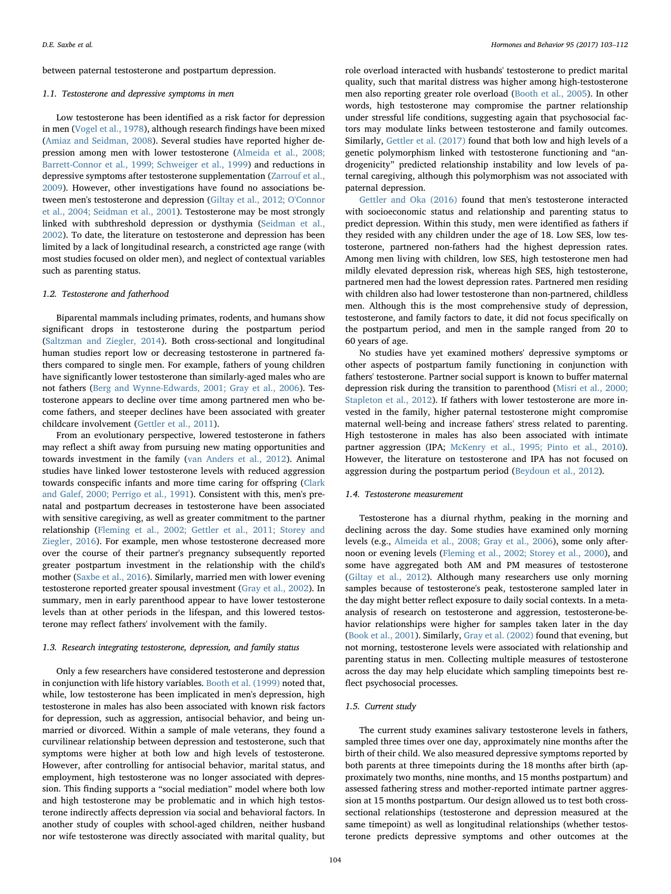between paternal testosterone and postpartum depression.

### 1.1. Testosterone and depressive symptoms in men

Low testosterone has been identified as a risk factor for depression in men (Vogel et al., 1978), although research findings have been mixed (Amiaz and Seidman, 2008). Several studies have reported higher depression among men with lower testosterone (Almeida et al., 2008; Barrett-Connor et al., 1999; Schweiger et al., 1999) and reductions in depressive symptoms after testosterone supplementation (Zarrouf et al., 2009). However, other investigations have found no associations between men's testosterone and depression (Giltay et al., 2012; O'Connor et al., 2004; Seidman et al., 2001). Testosterone may be most strongly linked with subthreshold depression or dysthymia (Seidman et al., 2002). To date, the literature on testosterone and depression has been limited by a lack of longitudinal research, a constricted age range (with most studies focused on older men), and neglect of contextual variables such as parenting status.

### 1.2. Testosterone and fatherhood

Biparental mammals including primates, rodents, and humans show significant drops in testosterone during the postpartum period (Saltzman and Ziegler, 2014). Both cross-sectional and longitudinal human studies report low or decreasing testosterone in partnered fathers compared to single men. For example, fathers of young children have significantly lower testosterone than similarly-aged males who are not fathers (Berg and Wynne-Edwards, 2001; Gray et al., 2006). Testosterone appears to decline over time among partnered men who become fathers, and steeper declines have been associated with greater childcare involvement (Gettler et al., 2011).

From an evolutionary perspective, lowered testosterone in fathers may reflect a shift away from pursuing new mating opportunities and towards investment in the family (van Anders et al., 2012). Animal studies have linked lower testosterone levels with reduced aggression towards conspecific infants and more time caring for offspring (Clark and Galef, 2000; Perrigo et al., 1991). Consistent with this, men's prenatal and postpartum decreases in testosterone have been associated with sensitive caregiving, as well as greater commitment to the partner relationship (Fleming et al., 2002; Gettler et al., 2011; Storey and Ziegler, 2016). For example, men whose testosterone decreased more over the course of their partner's pregnancy subsequently reported greater postpartum investment in the relationship with the child's mother (Saxbe et al., 2016). Similarly, married men with lower evening testosterone reported greater spousal investment (Gray et al., 2002). In summary, men in early parenthood appear to have lower testosterone levels than at other periods in the lifespan, and this lowered testosterone may reflect fathers' involvement with the family.

### 1.3. Research integrating testosterone, depression, and family status

Only a few researchers have considered testosterone and depression in conjunction with life history variables. Booth et al. (1999) noted that, while, low testosterone has been implicated in men's depression, high testosterone in males has also been associated with known risk factors for depression, such as aggression, antisocial behavior, and being unmarried or divorced. Within a sample of male veterans, they found a curvilinear relationship between depression and testosterone, such that symptoms were higher at both low and high levels of testosterone. However, after controlling for antisocial behavior, marital status, and employment, high testosterone was no longer associated with depression. This finding supports a "social mediation" model where both low and high testosterone may be problematic and in which high testosterone indirectly affects depression via social and behavioral factors. In another study of couples with school-aged children, neither husband nor wife testosterone was directly associated with marital quality, but role overload interacted with husbands' testosterone to predict marital quality, such that marital distress was higher among high-testosterone men also reporting greater role overload (Booth et al., 2005). In other words, high testosterone may compromise the partner relationship under stressful life conditions, suggesting again that psychosocial factors may modulate links between testosterone and family outcomes. Similarly, Gettler et al. (2017) found that both low and high levels of a genetic polymorphism linked with testosterone functioning and "androgenicity" predicted relationship instability and low levels of paternal caregiving, although this polymorphism was not associated with paternal depression.

Gettler and Oka (2016) found that men's testosterone interacted with socioeconomic status and relationship and parenting status to predict depression. Within this study, men were identified as fathers if they resided with any children under the age of 18. Low SES, low testosterone, partnered non-fathers had the highest depression rates. Among men living with children, low SES, high testosterone men had mildly elevated depression risk, whereas high SES, high testosterone, partnered men had the lowest depression rates. Partnered men residing with children also had lower testosterone than non-partnered, childless men. Although this is the most comprehensive study of depression, testosterone, and family factors to date, it did not focus specifically on the postpartum period, and men in the sample ranged from 20 to 60 years of age.

No studies have yet examined mothers' depressive symptoms or other aspects of postpartum family functioning in conjunction with fathers' testosterone. Partner social support is known to buffer maternal depression risk during the transition to parenthood (Misri et al., 2000; Stapleton et al., 2012). If fathers with lower testosterone are more invested in the family, higher paternal testosterone might compromise maternal well-being and increase fathers' stress related to parenting. High testosterone in males has also been associated with intimate partner aggression (IPA; McKenry et al., 1995; Pinto et al., 2010). However, the literature on testosterone and IPA has not focused on aggression during the postpartum period (Beydoun et al., 2012).

### 1.4. Testosterone measurement

Testosterone has a diurnal rhythm, peaking in the morning and declining across the day. Some studies have examined only morning levels (e.g., Almeida et al., 2008; Gray et al., 2006), some only afternoon or evening levels (Fleming et al., 2002; Storey et al., 2000), and some have aggregated both AM and PM measures of testosterone (Giltay et al., 2012). Although many researchers use only morning samples because of testosterone's peak, testosterone sampled later in the day might better reflect exposure to daily social contexts. In a meta-analysis of research on testosterone and aggression, testosterone-behavior relationships were higher for samples taken later in the day (Book et al., 2001). Similarly, Gray et al. (2002) found that evening, but not morning, testosterone levels were associated with relationship and parenting status in men. Collecting multiple measures of testosterone across the day may help elucidate which sampling timepoints best reflect psychosocial processes.

### 1.5. Current study

The current study examines salivary testosterone levels in fathers, sampled three times over one day, approximately nine months after the birth of their child. We also measured depressive symptoms reported by both parents at three timepoints during the 18 months after birth (approximately two months, nine months, and 15 months postpartum) and assessed fathering stress and mother-reported intimate partner aggression at 15 months postpartum. Our design allowed us to test both cross-sectional relationships (testosterone and depression measured at the same timepoint) as well as longitudinal relationships (whether testosterone predicts depressive symptoms and other outcomes at the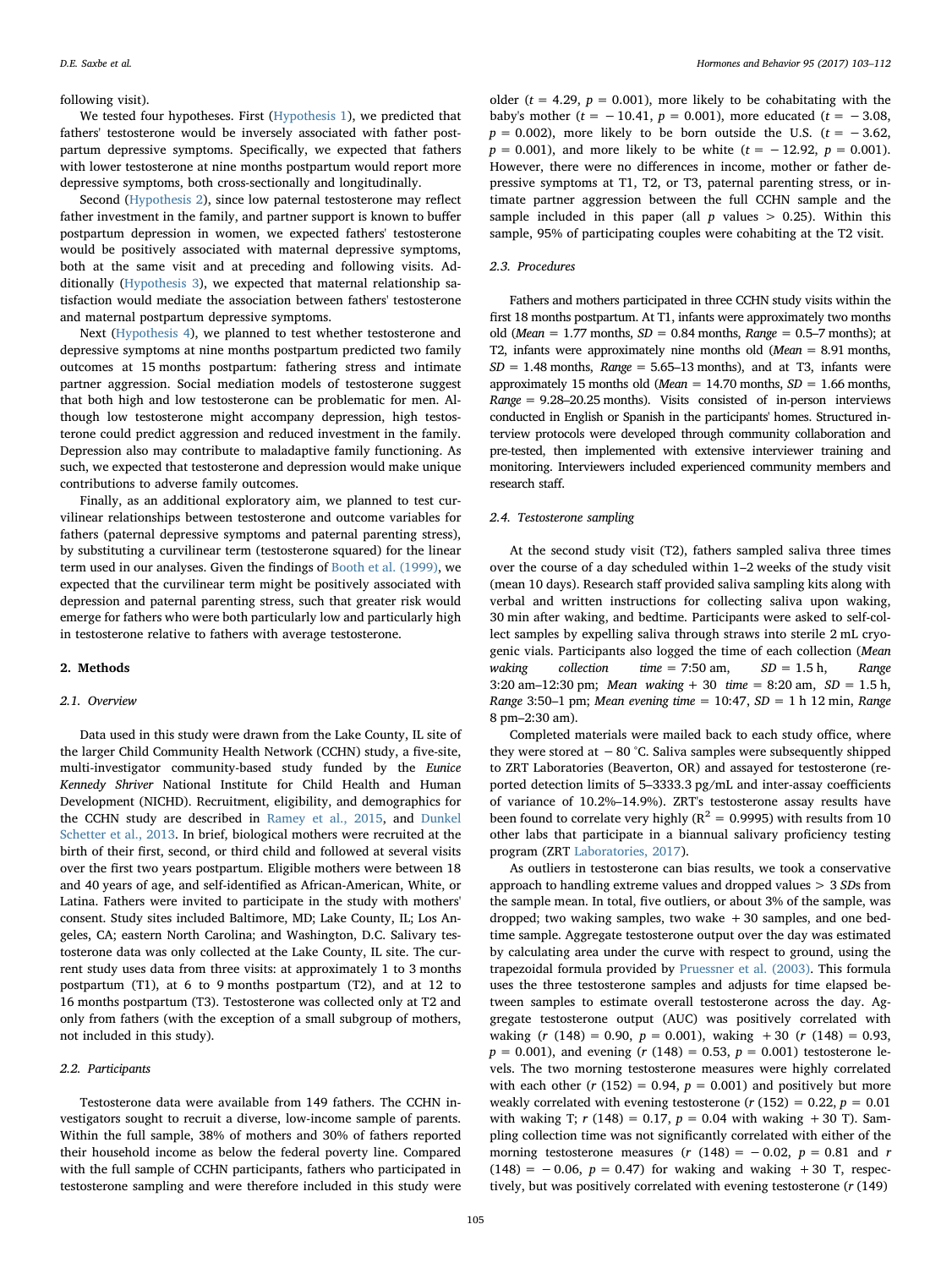following visit).

We tested four hypotheses. First (Hypothesis 1), we predicted that fathers' testosterone would be inversely associated with father postpartum depressive symptoms. Specifically, we expected that fathers with lower testosterone at nine months postpartum would report more depressive symptoms, both cross-sectionally and longitudinally.

Second (Hypothesis 2), since low paternal testosterone may reflect father investment in the family, and partner support is known to buffer postpartum depression in women, we expected fathers' testosterone would be positively associated with maternal depressive symptoms, both at the same visit and at preceding and following visits. Additionally (Hypothesis 3), we expected that maternal relationship satisfaction would mediate the association between fathers' testosterone and maternal postpartum depressive symptoms.

Next (Hypothesis 4), we planned to test whether testosterone and depressive symptoms at nine months postpartum predicted two family outcomes at 15 months postpartum: fathering stress and intimate partner aggression. Social mediation models of testosterone suggest that both high and low testosterone can be problematic for men. Although low testosterone might accompany depression, high testosterone could predict aggression and reduced investment in the family. Depression also may contribute to maladaptive family functioning. As such, we expected that testosterone and depression would make unique contributions to adverse family outcomes.

Finally, as an additional exploratory aim, we planned to test curvilinear relationships between testosterone and outcome variables for fathers (paternal depressive symptoms and paternal parenting stress), by substituting a curvilinear term (testosterone squared) for the linear term used in our analyses. Given the findings of Booth et al. (1999), we expected that the curvilinear term might be positively associated with depression and paternal parenting stress, such that greater risk would emerge for fathers who were both particularly low and particularly high in testosterone relative to fathers with average testosterone.

## 2. Methods

### 2.1. Overview

Data used in this study were drawn from the Lake County, IL site of the larger Child Community Health Network (CCHN) study, a five-site, multi-investigator community-based study funded by the *Eunice Kennedy Shriver* National Institute for Child Health and Human Development (NICHD). Recruitment, eligibility, and demographics for the CCHN study are described in Ramey et al., 2015, and Dunkel Schetter et al., 2013. In brief, biological mothers were recruited at the birth of their first, second, or third child and followed at several visits over the first two years postpartum. Eligible mothers were between 18 and 40 years of age, and self-identified as African-American, White, or Latina. Fathers were invited to participate in the study with mothers' consent. Study sites included Baltimore, MD; Lake County, IL; Los Angeles, CA; eastern North Carolina; and Washington, D.C. Salivary testosterone data was only collected at the Lake County, IL site. The current study uses data from three visits: at approximately 1 to 3 months postpartum (T1), at 6 to 9 months postpartum (T2), and at 12 to 16 months postpartum (T3). Testosterone was collected only at T2 and only from fathers (with the exception of a small subgroup of mothers, not included in this study).

### 2.2. Participants

Testosterone data were available from 149 fathers. The CCHN investigators sought to recruit a diverse, low-income sample of parents. Within the full sample, 38% of mothers and 30% of fathers reported their household income as below the federal poverty line. Compared with the full sample of CCHN participants, fathers who participated in testosterone sampling and were therefore included in this study were older ($t = 4.29$, $p = 0.001$), more likely to be cohabitating with the baby's mother ($t = -10.41$, $p = 0.001$), more educated ($t = -3.08$, $p = 0.002$), more likely to be born outside the U.S. ($t = -3.62$, $p = 0.001$), and more likely to be white ($t = -12.92$, $p = 0.001$). However, there were no differences in income, mother or father depressive symptoms at T1, T2, or T3, paternal parenting stress, or intimate partner aggression between the full CCHN sample and the sample included in this paper (all $p$ values $> 0.25$). Within this sample, 95% of participating couples were cohabiting at the T2 visit.

### 2.3. Procedures

Fathers and mothers participated in three CCHN study visits within the first 18 months postpartum. At T1, infants were approximately two months old (*Mean* = 1.77 months, *SD* = 0.84 months, *Range* = 0.5–7 months); at T2, infants were approximately nine months old (*Mean* = 8.91 months, *SD* = 1.48 months, *Range* = 5.65–13 months), and at T3, infants were approximately 15 months old (*Mean* = 14.70 months, *SD* = 1.66 months, *Range* = 9.28–20.25 months). Visits consisted of in-person interviews conducted in English or Spanish in the participants' homes. Structured interview protocols were developed through community collaboration and pre-tested, then implemented with extensive interviewer training and monitoring. Interviewers included experienced community members and research staff.

### 2.4. Testosterone sampling

At the second study visit (T2), fathers sampled saliva three times over the course of a day scheduled within 1–2 weeks of the study visit (mean 10 days). Research staff provided saliva sampling kits along with verbal and written instructions for collecting saliva upon waking, 30 min after waking, and bedtime. Participants were asked to self-collect samples by expelling saliva through straws into sterile 2 mL cryogenic vials. Participants also logged the time of each collection (*Mean waking collection time* = 7:50 am, *SD* = 1.5 h, *Range* 3:20 am–12:30 pm; *Mean waking + 30 time* = 8:20 am, *SD* = 1.5 h, *Range* 3:50–1 pm; *Mean evening time* = 10:47, *SD* = 1 h 12 min, *Range* 8 pm–2:30 am).

Completed materials were mailed back to each study office, where they were stored at −80 °C. Saliva samples were subsequently shipped to ZRT Laboratories (Beaverton, OR) and assayed for testosterone (reported detection limits of 5–3333.3 pg/mL and inter-assay coefficients of variance of 10.2%–14.9%). ZRT's testosterone assay results have been found to correlate very highly ($R^2 = 0.9995$) with results from 10 other labs that participate in a biannual salivary proficiency testing program (ZRT Laboratories, 2017).

As outliers in testosterone can bias results, we took a conservative approach to handling extreme values and dropped values > 3 *SDs* from the sample mean. In total, five outliers, or about 3% of the sample, was dropped; two waking samples, two wake + 30 samples, and one bedtime sample. Aggregate testosterone output over the day was estimated by calculating area under the curve with respect to ground, using the trapezoidal formula provided by Pruessner et al. (2003). This formula uses the three testosterone samples and adjusts for time elapsed between samples to estimate overall testosterone across the day. Aggregate testosterone output (AUC) was positively correlated with waking ($r$ (148) = 0.90, $p = 0.001$), waking + 30 ($r$ (148) = 0.93, $p = 0.001$), and evening ($r$ (148) = 0.53, $p = 0.001$) testosterone levels. The two morning testosterone measures were highly correlated with each other ($r$ (152) = 0.94, $p = 0.001$) and positively but more weakly correlated with evening testosterone ($r$ (152) = 0.22, $p = 0.01$ with waking T; $r$ (148) = 0.17, $p = 0.04$ with waking + 30 T). Sampling collection time was not significantly correlated with either of the morning testosterone measures ($r$ (148) = −0.02, $p = 0.81$ and $r$ (148) = −0.06, $p = 0.47$) for waking and waking + 30 T, respectively, but was positively correlated with evening testosterone ($r$ (149)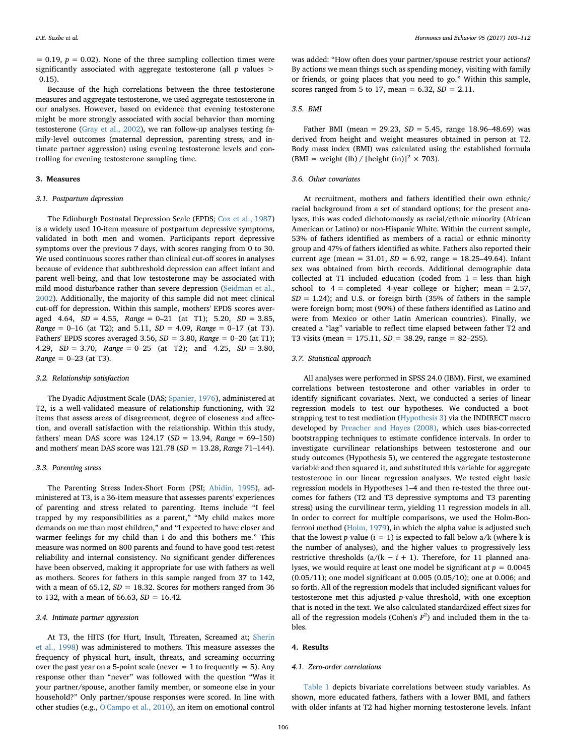= 0.19, $p$ = 0.02). None of the three sampling collection times were significantly associated with aggregate testosterone (all $p$ values > 0.15).

Because of the high correlations between the three testosterone measures and aggregate testosterone, we used aggregate testosterone in our analyses. However, based on evidence that evening testosterone might be more strongly associated with social behavior than morning testosterone (Gray et al., 2002), we ran follow-up analyses testing family-level outcomes (maternal depression, parenting stress, and intimate partner aggression) using evening testosterone levels and controlling for evening testosterone sampling time.

## 3. Measures

### 3.1. Postpartum depression

The Edinburgh Postnatal Depression Scale (EPDS; Cox et al., 1987) is a widely used 10-item measure of postpartum depressive symptoms, validated in both men and women. Participants report depressive symptoms over the previous 7 days, with scores ranging from 0 to 30. We used continuous scores rather than clinical cut-off scores in analyses because of evidence that subthreshold depression can affect infant and parent well-being, and that low testosterone may be associated with mild mood disturbance rather than severe depression (Seidman et al., 2002). Additionally, the majority of this sample did not meet clinical cut-off for depression. Within this sample, mothers' EPDS scores averaged 4.64, $SD$ = 4.55, $Range$ = 0–21 (at T1); 5.20, $SD$ = 3.85, $Range$ = 0–16 (at T2); and 5.11, $SD$ = 4.09, $Range$ = 0–17 (at T3). Fathers' EPDS scores averaged 3.56, $SD$ = 3.80, $Range$ = 0–20 (at T1); 4.29, $SD$ = 3.70, $Range$ = 0–25 (at T2); and 4.25, $SD$ = 3.80, $Range$ = 0–23 (at T3).

### 3.2. Relationship satisfaction

The Dyadic Adjustment Scale (DAS; Spanier, 1976), administered at T2, is a well-validated measure of relationship functioning, with 32 items that assess areas of disagreement, degree of closeness and affection, and overall satisfaction with the relationship. Within this study, fathers' mean DAS score was 124.17 ($SD$ = 13.94, $Range$ = 69–150) and mothers' mean DAS score was 121.78 ($SD$ = 13.28, $Range$ 71–144).

### 3.3. Parenting stress

The Parenting Stress Index-Short Form (PSI; Abidin, 1995), administered at T3, is a 36-item measure that assesses parents' experiences of parenting and stress related to parenting. Items include "I feel trapped by my responsibilities as a parent," "My child makes more demands on me than most children," and "I expected to have closer and warmer feelings for my child than I do and this bothers me." This measure was normed on 800 parents and found to have good test-retest reliability and internal consistency. No significant gender differences have been observed, making it appropriate for use with fathers as well as mothers. Scores for fathers in this sample ranged from 37 to 142, with a mean of 65.12, $SD$ = 18.32. Scores for mothers ranged from 36 to 132, with a mean of 66.63, $SD$ = 16.42.

### 3.4. Intimate partner aggression

At T3, the HITS (for Hurt, Insult, Threaten, Screamed at; Sherin et al., 1998) was administered to mothers. This measure assesses the frequency of physical hurt, insult, threats, and screaming occurring over the past year on a 5-point scale (never = 1 to frequently = 5). Any response other than "never" was followed with the question "Was it your partner/spouse, another family member, or someone else in your household?" Only partner/spouse responses were scored. In line with other studies (e.g., O'Campo et al., 2010), an item on emotional control was added: "How often does your partner/spouse restrict your actions? By actions we mean things such as spending money, visiting with family or friends, or going places that you need to go." Within this sample, scores ranged from 5 to 17, mean = 6.32, $SD$ = 2.11.

### 3.5. BMI

Father BMI (mean = 29.23, $SD$ = 5.45, range 18.96–48.69) was derived from height and weight measures obtained in person at T2. Body mass index (BMI) was calculated using the established formula (BMI = weight (lb) / [height (in)]$^2$ × 703).

### 3.6. Other covariates

At recruitment, mothers and fathers identified their own ethnic/racial background from a set of standard options; for the present analyses, this was coded dichotomously as racial/ethnic minority (African American or Latino) or non-Hispanic White. Within the current sample, 53% of fathers identified as members of a racial or ethnic minority group and 47% of fathers identified as white. Fathers also reported their current age (mean = 31.01, $SD$ = 6.92, range = 18.25–49.64). Infant sex was obtained from birth records. Additional demographic data collected at T1 included education (coded from 1 = less than high school to 4 = completed 4-year college or higher; mean = 2.57, $SD$ = 1.24); and U.S. or foreign birth (35% of fathers in the sample were foreign born; most (90%) of these fathers identified as Latino and were from Mexico or other Latin American countries). Finally, we created a "lag" variable to reflect time elapsed between father T2 and T3 visits (mean = 175.11, $SD$ = 38.29, range = 82–255).

### 3.7. Statistical approach

All analyses were performed in SPSS 24.0 (IBM). First, we examined correlations between testosterone and other variables in order to identify significant covariates. Next, we conducted a series of linear regression models to test our hypotheses. We conducted a bootstrapping test to test mediation (Hypothesis 3) via the INDIRECT macro developed by Preacher and Hayes (2008), which uses bias-corrected bootstrapping techniques to estimate confidence intervals. In order to investigate curvilinear relationships between testosterone and our study outcomes (Hypothesis 5), we centered the aggregate testosterone variable and then squared it, and substituted this variable for aggregate testosterone in our linear regression analyses. We tested eight basic regression models in Hypotheses 1–4 and then re-tested the three outcomes for fathers (T2 and T3 depressive symptoms and T3 parenting stress) using the curvilinear term, yielding 11 regression models in all. In order to correct for multiple comparisons, we used the Holm-Bonferroni method (Holm, 1979), in which the alpha value is adjusted such that the lowest $p$-value ($i = 1$) is expected to fall below $a/k$ (where k is the number of analyses), and the higher values to progressively less restrictive thresholds ($a/(k - i + 1)$). Therefore, for 11 planned analyses, we would require at least one model be significant at $p$ = 0.0045 (0.05/11); one model significant at 0.005 (0.05/10); one at 0.006; and so forth. All of the regression models that included significant values for testosterone met this adjusted $p$-value threshold, with one exception that is noted in the text. We also calculated standardized effect sizes for all of the regression models (Cohen's $F^2$) and included them in the tables.

## 4. Results

### 4.1. Zero-order correlations

Table 1 depicts bivariate correlations between study variables. As shown, more educated fathers, fathers with a lower BMI, and fathers with older infants at T2 had higher morning testosterone levels. Infant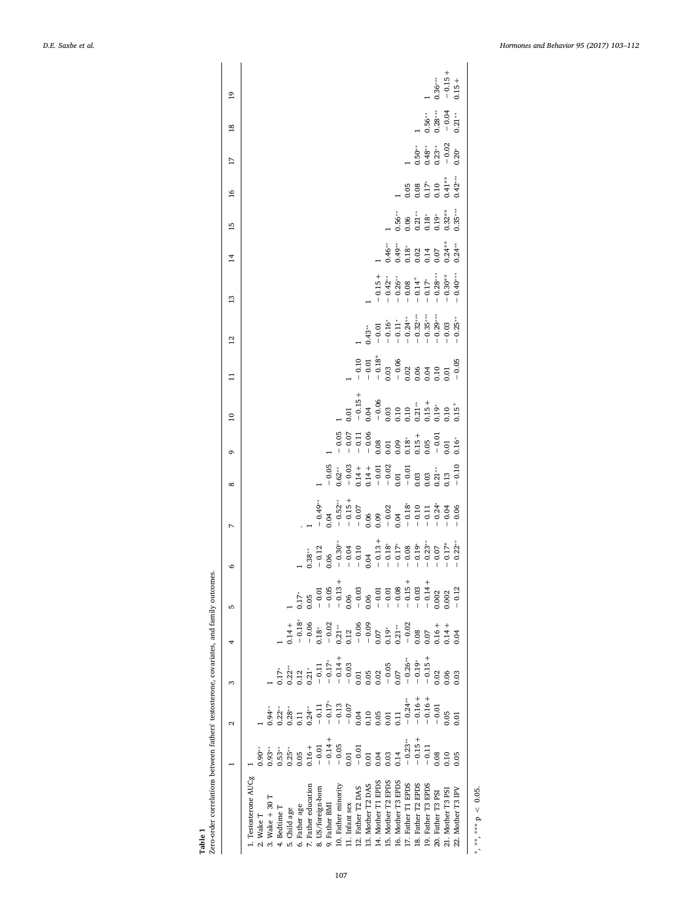**Table 1**
Zero-order correlations between fathers' testosterone, covariates, and family outcomes.

| | 1 | 2 | 3 | 4 | 5 | 6 | 7 | 8 | 9 | 10 | 11 | 12 | 13 | 14 | 15 | 16 | 17 | 18 | 19 |
|---|---|---|---|---|---|---|---|---|---|---|---|---|---|---|---|---|---|---|---|
| 1. Testosterone AUCg | 1 | | | | | | | | | | | | | | | | | | |
| 2. Wake T | 0.90** | 1 | | | | | | | | | | | | | | | | | |
| 3. Wake + 30 T | 0.93** | 0.94** | 1 | | | | | | | | | | | | | | | | |
| 4. Bedtime T | 0.53** | 0.22** | 0.17* | 1 | | | | | | | | | | | | | | | |
| 5. Child age | 0.25** | 0.28** | 0.22** | 0.14 + | 1 | | | | | | | | | | | | | | |
| 6. Father age | 0.05 | 0.11 | 0.12 | −0.18* | 0.17* | 1 | | | | | | | | | | | | | |
| 7. Father education | 0.16 + | 0.24** | 0.21* | −0.06 | 0.05 | 0.38** | 1 | | | | | | | | | | | | |
| 8. US/foreign-born | −0.01 | −0.11 | −0.11 | 0.18* | −0.01 | −0.12 | −0.49** | 1 | | | | | | | | | | | |
| 9. Father BMI | −0.14 + | −0.17* | −0.17* | −0.02 | −0.05 | 0.06 | 0.04 | −0.05 | 1 | | | | | | | | | | |
| 10. Father minority | −0.05 | −0.13 | −0.14 + | 0.21** | −0.13 + | −0.30** | −0.52** | 0.62** | −0.05 | 1 | | | | | | | | | |
| 11. Infant sex | 0.01 | −0.07 | −0.03 | 0.12 | 0.06 | −0.04 | −0.15 + | −0.03 | −0.07 | 0.01 | 1 | | | | | | | | |
| 12. Father T2 DAS | −0.01 | 0.04 | 0.01 | −0.06 | −0.03 | −0.10 | −0.07 | 0.14 + | −0.11 | −0.15 + | −0.10 | 1 | | | | | | | |
| 13. Mother T2 DAS | 0.01 | 0.10 | 0.05 | −0.09 | 0.06 | 0.04 | 0.06 | 0.14 + | −0.06 | 0.04 | −0.01 | 0.43** | 1 | | | | | | |
| 14. Mother T1 EPDS | 0.04 | 0.05 | 0.02 | 0.07 | −0.01 | −0.13 + | 0.09 | −0.01 | 0.08 | −0.06 | −0.18* | −0.01 | −0.15 + | 1 | | | | | |
| 15. Mother T2 EPDS | 0.03 | 0.01 | −0.05 | 0.19* | −0.01 | −0.18* | −0.02 | −0.02 | 0.01 | 0.03 | 0.03 | −0.16* | −0.42** | 0.46** | 1 | | | | |
| 16. Mother T3 EPDS | 0.14 | 0.11 | 0.07 | 0.21** | −0.08 | −0.17* | 0.04 | 0.01 | 0.09 | 0.10 | −0.06 | −0.11* | −0.26** | 0.49** | 0.56** | 1 | | | |
| 17. Father T1 EPDS | −0.23** | −0.24** | −0.26** | −0.02 | −0.15 + | −0.08 | −0.18* | −0.01 | 0.18* | 0.10 | 0.02 | −0.24** | −0.08 | 0.18* | 0.06 | 0.05 | 1 | | |
| 18. Father T2 EPDS | −0.15 + | −0.16 + | −0.19* | 0.08 | −0.03 | −0.19* | −0.10 | 0.03 | 0.15 + | 0.21** | 0.06 | −0.32*** | −0.14+ | 0.02 | 0.21** | 0.08 | 0.50** | 1 | |
| 19. Father T3 EPDS | −0.11 | −0.16 + | −0.15 + | 0.07 | −0.14 + | −0.23** | −0.11 | 0.03 | 0.05 | 0.15 + | 0.04 | −0.35*** | −0.17* | 0.14 | 0.18* | 0.17* | 0.48** | 0.56** | 1 |
| 20. Father T3 PSI | 0.08 | −0.01 | 0.02 | 0.16 + | 0.002 | −0.07 | −0.24* | 0.21** | −0.01 | 0.19* | 0.10 | −0.29*** | −0.28*** | 0.07 | 0.19* | 0.10 | 0.23** | 0.28*** | 0.36*** |
| 21. Mother T3 PSI | 0.10 | 0.05 | 0.06 | 0.14 + | 0.002 | −0.17* | −0.04 | 0.13 | 0.01 | 0.10 | 0.01 | −0.03 | −0.30** | 0.24** | 0.32** | 0.41** | −0.02 | −0.04 | −0.15 + |
| 22. Mother T3 IPV | 0.05 | 0.01 | 0.03 | 0.04 | −0.12 | −0.22** | −0.06 | −0.10 | 0.16* | 0.15+ | −0.05 | −0.25** | −0.40*** | 0.24** | 0.35*** | 0.42*** | 0.20* | 0.21** | 0.15 + |

*, **, *** p < 0.05.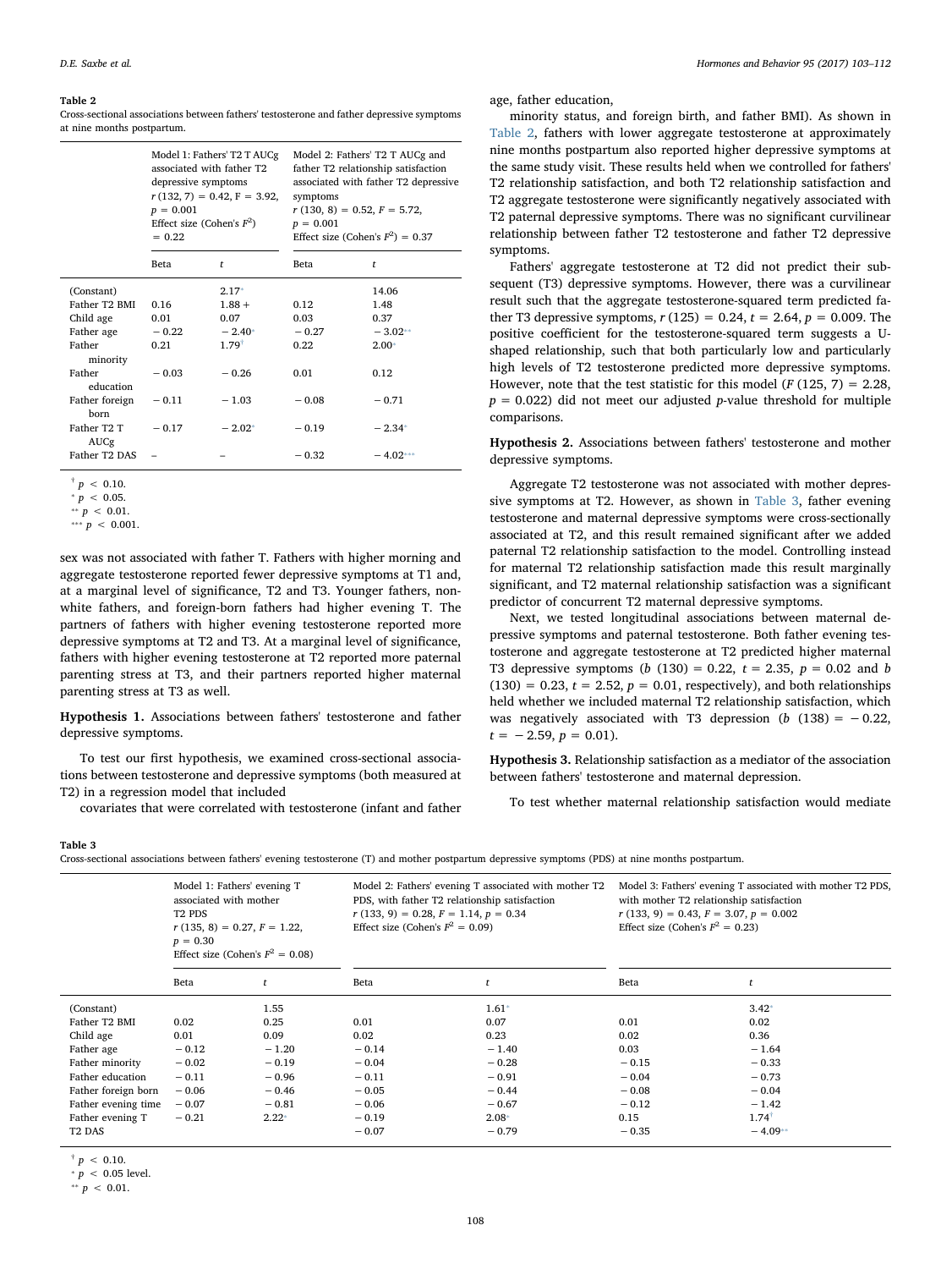**Table 2**
Cross-sectional associations between fathers' testosterone and father depressive symptoms at nine months postpartum.

| | Model 1: Fathers' T2 T AUCg associated with father T2 depressive symptoms $r$ (132, 7) = 0.42, F = 3.92, $p$ = 0.001 Effect size (Cohen's $F^2$) = 0.22 | | Model 2: Fathers' T2 T AUCg and father T2 relationship satisfaction associated with father T2 depressive symptoms $r$ (130, 8) = 0.52, $F$ = 5.72, $p$ = 0.001 Effect size (Cohen's $F^2$) = 0.37 | |
|---|---|---|---|---|
| | Beta | $t$ | Beta | $t$ |
| (Constant) | | 2.17* | | 14.06 |
| Father T2 BMI | 0.16 | 1.88 + | 0.12 | 1.48 |
| Child age | 0.01 | 0.07 | 0.03 | 0.37 |
| Father age | −0.22 | −2.40* | −0.27 | −3.02** |
| Father minority | 0.21 | 1.79† | 0.22 | 2.00* |
| Father education | −0.03 | −0.26 | 0.01 | 0.12 |
| Father foreign born | −0.11 | −1.03 | −0.08 | −0.71 |
| Father T2 T AUCg | −0.17 | −2.02* | −0.19 | −2.34* |
| Father T2 DAS | – | – | −0.32 | −4.02*** |

† $p < 0.10$.
* $p < 0.05$.
** $p < 0.01$.
*** $p < 0.001$.

sex was not associated with father T. Fathers with higher morning and aggregate testosterone reported fewer depressive symptoms at T1 and, at a marginal level of significance, T2 and T3. Younger fathers, non-white fathers, and foreign-born fathers had higher evening T. The partners of fathers with higher evening testosterone reported more depressive symptoms at T2 and T3. At a marginal level of significance, fathers with higher evening testosterone at T2 reported more paternal parenting stress at T3, and their partners reported higher maternal parenting stress at T3 as well.

**Hypothesis 1.** Associations between fathers' testosterone and father depressive symptoms.

To test our first hypothesis, we examined cross-sectional associations between testosterone and depressive symptoms (both measured at T2) in a regression model that included covariates that were correlated with testosterone (infant and father age, father education, minority status, and foreign birth, and father BMI). As shown in Table 2, fathers with lower aggregate testosterone at approximately nine months postpartum also reported higher depressive symptoms at the same study visit. These results held when we controlled for fathers' T2 relationship satisfaction, and both T2 relationship satisfaction and T2 aggregate testosterone were significantly negatively associated with T2 paternal depressive symptoms. There was no significant curvilinear relationship between father T2 testosterone and father T2 depressive symptoms.

Fathers' aggregate testosterone at T2 did not predict their subsequent (T3) depressive symptoms. However, there was a curvilinear result such that the aggregate testosterone-squared term predicted father T3 depressive symptoms, $r$ (125) = 0.24, $t$ = 2.64, $p$ = 0.009. The positive coefficient for the testosterone-squared term suggests a U-shaped relationship, such that both particularly low and particularly high levels of T2 testosterone predicted more depressive symptoms. However, note that the test statistic for this model ($F$ (125, 7) = 2.28, $p$ = 0.022) did not meet our adjusted $p$-value threshold for multiple comparisons.

**Hypothesis 2.** Associations between fathers' testosterone and mother depressive symptoms.

Aggregate T2 testosterone was not associated with mother depressive symptoms at T2. However, as shown in Table 3, father evening testosterone and maternal depressive symptoms were cross-sectionally associated at T2, and this result remained significant after we added paternal T2 relationship satisfaction to the model. Controlling instead for maternal T2 relationship satisfaction made this result marginally significant, and T2 maternal relationship satisfaction was a significant predictor of concurrent T2 maternal depressive symptoms.

Next, we tested longitudinal associations between maternal depressive symptoms and paternal testosterone. Both father evening testosterone and aggregate testosterone at T2 predicted higher maternal T3 depressive symptoms ($b$ (130) = 0.22, $t$ = 2.35, $p$ = 0.02 and $b$ (130) = 0.23, $t$ = 2.52, $p$ = 0.01, respectively), and both relationships held whether we included maternal T2 relationship satisfaction, which was negatively associated with T3 depression ($b$ (138) = −0.22, $t$ = −2.59, $p$ = 0.01).

**Hypothesis 3.** Relationship satisfaction as a mediator of the association between fathers' testosterone and maternal depression.

To test whether maternal relationship satisfaction would mediate

**Table 3**
Cross-sectional associations between fathers' evening testosterone (T) and mother postpartum depressive symptoms (PDS) at nine months postpartum.

| | Model 1: Fathers' evening T associated with mother T2 PDS $r$ (135, 8) = 0.27, $F$ = 1.22, $p$ = 0.30 Effect size (Cohen's $F^2$ = 0.08) | | Model 2: Fathers' evening T associated with mother T2 PDS, with father T2 relationship satisfaction $r$ (133, 9) = 0.28, $F$ = 1.14, $p$ = 0.34 Effect size (Cohen's $F^2$ = 0.09) | | Model 3: Fathers' evening T associated with mother T2 PDS, with mother T2 relationship satisfaction $r$ (133, 9) = 0.43, $F$ = 3.07, $p$ = 0.002 Effect size (Cohen's $F^2$ = 0.23) | |
|---|---|---|---|---|---|---|
| | Beta | $t$ | Beta | $t$ | Beta | $t$ |
| (Constant) | | 1.55 | | 1.61* | | 3.42* |
| Father T2 BMI | 0.02 | 0.25 | 0.01 | 0.07 | 0.01 | 0.02 |
| Child age | 0.01 | 0.09 | 0.02 | 0.23 | 0.02 | 0.36 |
| Father age | −0.12 | −1.20 | −0.14 | −1.40 | 0.03 | −1.64 |
| Father minority | −0.02 | −0.19 | −0.04 | −0.28 | −0.15 | −0.33 |
| Father education | −0.11 | −0.96 | −0.11 | −0.91 | −0.04 | −0.73 |
| Father foreign born | −0.06 | −0.46 | −0.05 | −0.44 | −0.08 | −0.04 |
| Father evening time | −0.07 | −0.81 | −0.06 | −0.67 | −0.12 | −1.42 |
| Father evening T | −0.21 | 2.22* | −0.19 | 2.08* | 0.15 | 1.74† |
| T2 DAS | | | −0.07 | −0.79 | −0.35 | −4.09** |

† $p < 0.10$.
* $p < 0.05$ level.
** $p < 0.01$.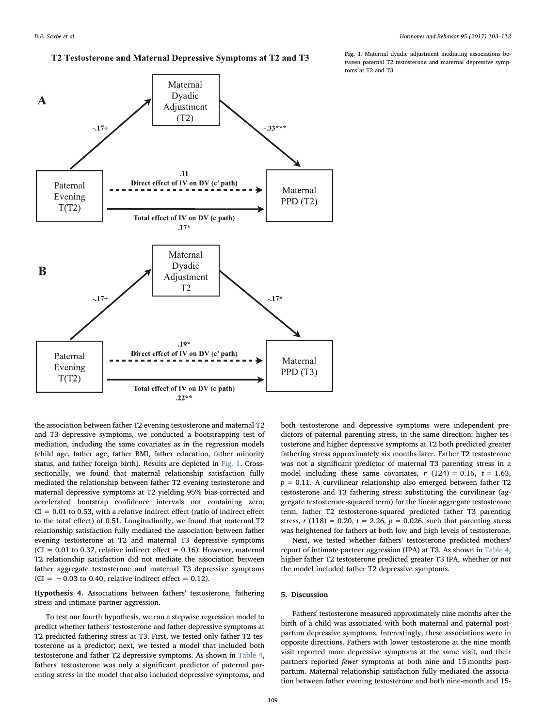**T2 Testosterone and Maternal Depressive Symptoms at T2 and T3**

**A**

Paternal Evening T(T2) → Maternal Dyadic Adjustment (T2): -.17+

Maternal Dyadic Adjustment (T2) → Maternal PPD (T2): -.33***

Direct effect of IV on DV (c' path): .11

Total effect of IV on DV (c path): .17*

**B**

Paternal Evening T(T2) → Maternal Dyadic Adjustment T2: -.17+

Maternal Dyadic Adjustment T2 → Maternal PPD (T3): -.17*

Direct effect of IV on DV (c' path): .19*

Total effect of IV on DV (c path): .22**

**Fig. 1.** Maternal dyadic adjustment mediating associations between paternal T2 testosterone and maternal depressive symptoms at T2 and T3.

the association between father T2 evening testosterone and maternal T2 and T3 depressive symptoms, we conducted a bootstrapping test of mediation, including the same covariates as in the regression models (child age, father age, father BMI, father education, father minority status, and father foreign birth). Results are depicted in Fig. 1. Cross-sectionally, we found that maternal relationship satisfaction fully mediated the relationship between father T2 evening testosterone and maternal depressive symptoms at T2 yielding 95% bias-corrected and accelerated bootstrap confidence intervals not containing zero; CI = 0.01 to 0.53, with a relative indirect effect (ratio of indirect effect to the total effect) of 0.51. Longitudinally, we found that maternal T2 relationship satisfaction fully mediated the association between father evening testosterone at T2 and maternal T3 depressive symptoms (CI = 0.01 to 0.37, relative indirect effect = 0.16). However, maternal T2 relationship satisfaction did not mediate the association between father aggregate testosterone and maternal T3 depressive symptoms (CI = − 0.03 to 0.40, relative indirect effect = 0.12).

**Hypothesis 4.** Associations between fathers' testosterone, fathering stress and intimate partner aggression.

To test our fourth hypothesis, we ran a stepwise regression model to predict whether fathers' testosterone and father depressive symptoms at T2 predicted fathering stress at T3. First, we tested only father T2 testosterone as a predictor; next, we tested a model that included both testosterone and father T2 depressive symptoms. As shown in Table 4, fathers' testosterone was only a significant predictor of paternal parenting stress in the model that also included depressive symptoms, and both testosterone and depressive symptoms were independent predictors of paternal parenting stress, in the same direction: higher testosterone and higher depressive symptoms at T2 both predicted greater fathering stress approximately six months later. Father T2 testosterone was not a significant predictor of maternal T3 parenting stress in a model including these same covariates, $r$ (124) = 0.16, $t$ = 1.63, $p$ = 0.11. A curvilinear relationship also emerged between father T2 testosterone and T3 fathering stress: substituting the curvilinear (aggregate testosterone-squared term) for the linear aggregate testosterone term, father T2 testosterone-squared predicted father T3 parenting stress, $r$ (118) = 0.20, $t$ = 2.26, $p$ = 0.026, such that parenting stress was heightened for fathers at both low and high levels of testosterone.

Next, we tested whether fathers' testosterone predicted mothers' report of intimate partner aggression (IPA) at T3. As shown in Table 4, higher father T2 testosterone predicted greater T3 IPA, whether or not the model included father T2 depressive symptoms.

## 5. Discussion

Fathers' testosterone measured approximately nine months after the birth of a child was associated with both maternal and paternal postpartum depressive symptoms. Interestingly, these associations were in opposite directions. Fathers with lower testosterone at the nine month visit reported more depressive symptoms at the same visit, and their partners reported *fewer* symptoms at both nine and 15 months postpartum. Maternal relationship satisfaction fully mediated the association between father evening testosterone and both nine-month and 15-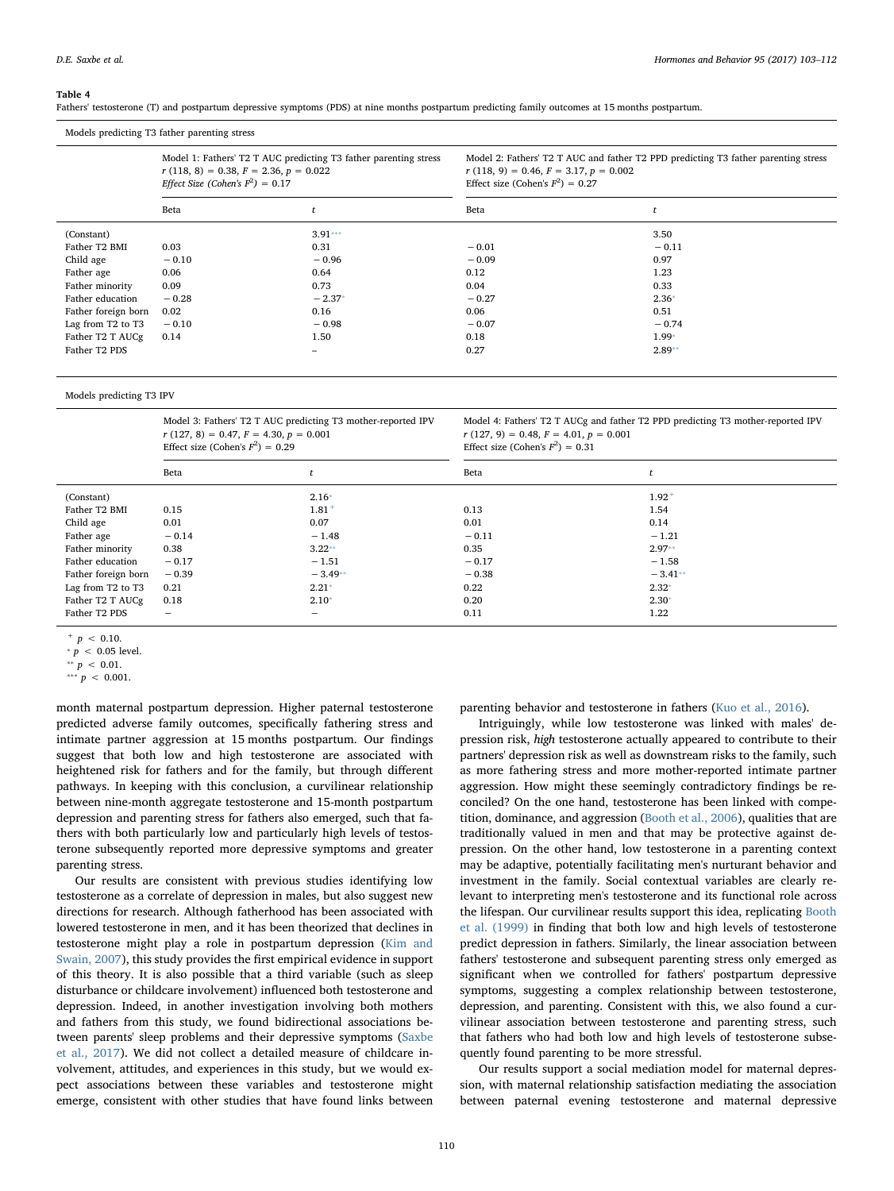**Table 4**
Fathers' testosterone (T) and postpartum depressive symptoms (PDS) at nine months postpartum predicting family outcomes at 15 months postpartum.

| Models predicting T3 father parenting stress | | | | |
|---|---|---|---|---|
| | Model 1: Fathers' T2 T AUC predicting T3 father parenting stress $r$ (118, 8) = 0.38, $F$ = 2.36, $p$ = 0.022 *Effect Size (Cohen's $F^2$) = 0.17* | | Model 2: Fathers' T2 T AUC and father T2 PPD predicting T3 father parenting stress $r$ (118, 9) = 0.46, $F$ = 3.17, $p$ = 0.002 Effect size (Cohen's $F^2$) = 0.27 | |
| | Beta | $t$ | Beta | $t$ |
| (Constant) | | 3.91*** | | 3.50 |
| Father T2 BMI | 0.03 | 0.31 | −0.01 | −0.11 |
| Child age | −0.10 | −0.96 | −0.09 | 0.97 |
| Father age | 0.06 | 0.64 | 0.12 | 1.23 |
| Father minority | 0.09 | 0.73 | 0.04 | 0.33 |
| Father education | −0.28 | −2.37* | −0.27 | 2.36* |
| Father foreign born | 0.02 | 0.16 | 0.06 | 0.51 |
| Lag from T2 to T3 | −0.10 | −0.98 | −0.07 | −0.74 |
| Father T2 T AUCg | 0.14 | 1.50 | 0.18 | 1.99* |
| Father T2 PDS | | – | 0.27 | 2.89** |

| Models predicting T3 IPV | | | | |
|---|---|---|---|---|
| | Model 3: Fathers' T2 T AUC predicting T3 mother-reported IPV $r$ (127, 8) = 0.47, $F$ = 4.30, $p$ = 0.001 Effect size (Cohen's $F^2$) = 0.29 | | Model 4: Fathers' T2 T AUCg and father T2 PPD predicting T3 mother-reported IPV $r$ (127, 9) = 0.48, $F$ = 4.01, $p$ = 0.001 Effect size (Cohen's $F^2$) = 0.31 | |
| | Beta | $t$ | Beta | $t$ |
| (Constant) | | 2.16* | | 1.92+ |
| Father T2 BMI | 0.15 | 1.81+ | 0.13 | 1.54 |
| Child age | 0.01 | 0.07 | 0.01 | 0.14 |
| Father age | −0.14 | −1.48 | −0.11 | −1.21 |
| Father minority | 0.38 | 3.22** | 0.35 | 2.97** |
| Father education | −0.17 | −1.51 | −0.17 | −1.58 |
| Father foreign born | −0.39 | −3.49** | −0.38 | −3.41** |
| Lag from T2 to T3 | 0.21 | 2.21* | 0.22 | 2.32* |
| Father T2 T AUCg | 0.18 | 2.10* | 0.20 | 2.30* |
| Father T2 PDS | – | – | 0.11 | 1.22 |

+ $p < 0.10$.
* $p < 0.05$ level.
** $p < 0.01$.
*** $p < 0.001$.

month maternal postpartum depression. Higher paternal testosterone predicted adverse family outcomes, specifically fathering stress and intimate partner aggression at 15 months postpartum. Our findings suggest that both low and high testosterone are associated with heightened risk for fathers and for the family, but through different pathways. In keeping with this conclusion, a curvilinear relationship between nine-month aggregate testosterone and 15-month postpartum depression and parenting stress for fathers also emerged, such that fathers with both particularly low and particularly high levels of testosterone subsequently reported more depressive symptoms and greater parenting stress.

Our results are consistent with previous studies identifying low testosterone as a correlate of depression in males, but also suggest new directions for research. Although fatherhood has been associated with lowered testosterone in men, and it has been theorized that declines in testosterone might play a role in postpartum depression (Kim and Swain, 2007), this study provides the first empirical evidence in support of this theory. It is also possible that a third variable (such as sleep disturbance or childcare involvement) influenced both testosterone and depression. Indeed, in another investigation involving both mothers and fathers from this study, we found bidirectional associations between parents' sleep problems and their depressive symptoms (Saxbe et al., 2017). We did not collect a detailed measure of childcare involvement, attitudes, and experiences in this study, but we would expect associations between these variables and testosterone might emerge, consistent with other studies that have found links between parenting behavior and testosterone in fathers (Kuo et al., 2016).

Intriguingly, while low testosterone was linked with males' depression risk, *high* testosterone actually appeared to contribute to their partners' depression risk as well as downstream risks to the family, such as more fathering stress and more mother-reported intimate partner aggression. How might these seemingly contradictory findings be reconciled? On the one hand, testosterone has been linked with competition, dominance, and aggression (Booth et al., 2006), qualities that are traditionally valued in men and that may be protective against depression. On the other hand, low testosterone in a parenting context may be adaptive, potentially facilitating men's nurturant behavior and investment in the family. Social contextual variables are clearly relevant to interpreting men's testosterone and its functional role across the lifespan. Our curvilinear results support this idea, replicating Booth et al. (1999) in finding that both low and high levels of testosterone predict depression in fathers. Similarly, the linear association between fathers' testosterone and subsequent parenting stress only emerged as significant when we controlled for fathers' postpartum depressive symptoms, suggesting a complex relationship between testosterone, depression, and parenting. Consistent with this, we also found a curvilinear association between testosterone and parenting stress, such that fathers who had both low and high levels of testosterone subsequently found parenting to be more stressful.

Our results support a social mediation model for maternal depression, with maternal relationship satisfaction mediating the association between paternal evening testosterone and maternal depressive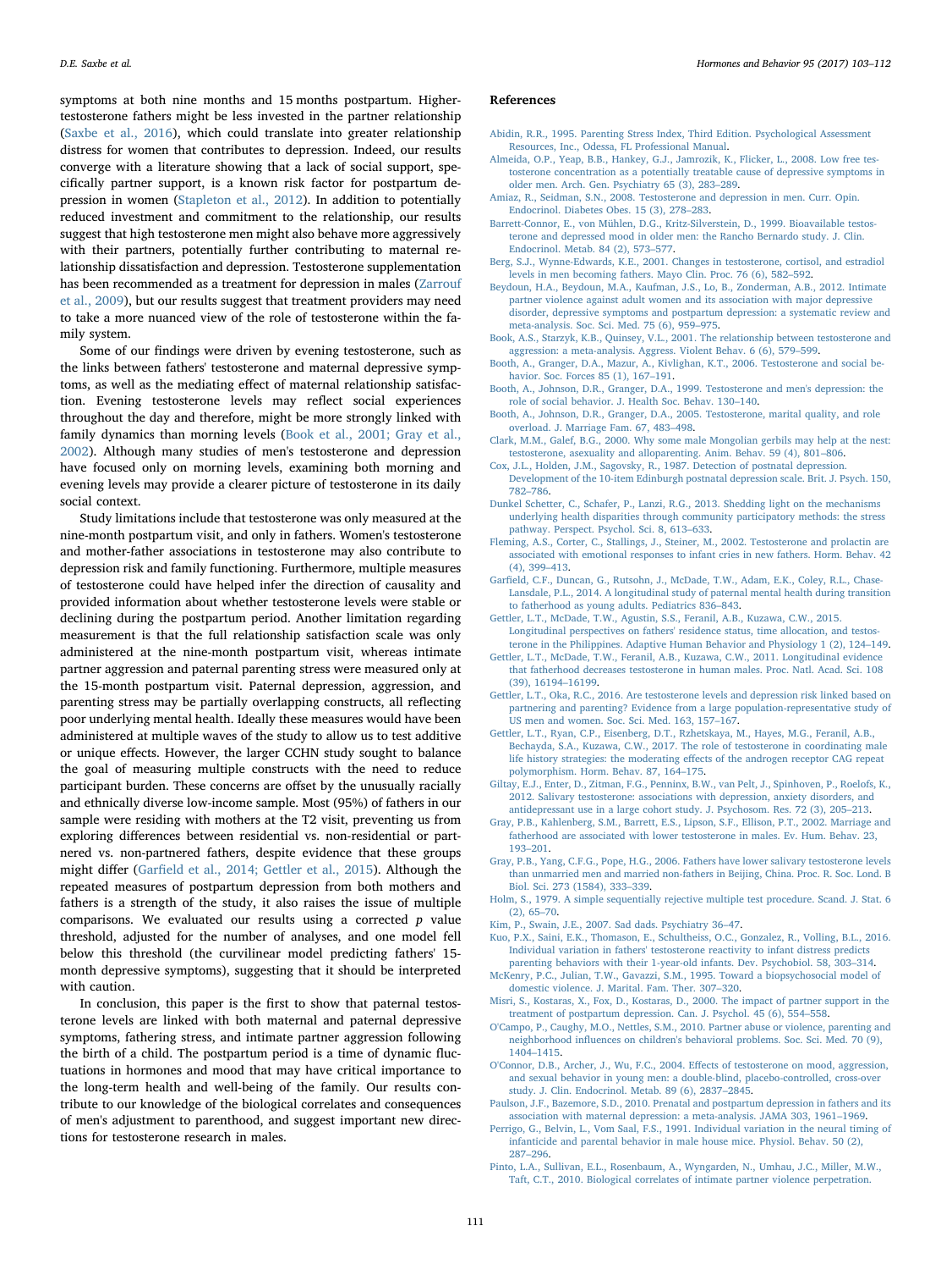symptoms at both nine months and 15 months postpartum. Higher-testosterone fathers might be less invested in the partner relationship (Saxbe et al., 2016), which could translate into greater relationship distress for women that contributes to depression. Indeed, our results converge with a literature showing that a lack of social support, specifically partner support, is a known risk factor for postpartum depression in women (Stapleton et al., 2012). In addition to potentially reduced investment and commitment to the relationship, our results suggest that high testosterone men might also behave more aggressively with their partners, potentially further contributing to maternal relationship dissatisfaction and depression. Testosterone supplementation has been recommended as a treatment for depression in males (Zarrouf et al., 2009), but our results suggest that treatment providers may need to take a more nuanced view of the role of testosterone within the family system.

Some of our findings were driven by evening testosterone, such as the links between fathers' testosterone and maternal depressive symptoms, as well as the mediating effect of maternal relationship satisfaction. Evening testosterone levels may reflect social experiences throughout the day and therefore, might be more strongly linked with family dynamics than morning levels (Book et al., 2001; Gray et al., 2002). Although many studies of men's testosterone and depression have focused only on morning levels, examining both morning and evening levels may provide a clearer picture of testosterone in its daily social context.

Study limitations include that testosterone was only measured at the nine-month postpartum visit, and only in fathers. Women's testosterone and mother-father associations in testosterone may also contribute to depression risk and family functioning. Furthermore, multiple measures of testosterone could have helped infer the direction of causality and provided information about whether testosterone levels were stable or declining during the postpartum period. Another limitation regarding measurement is that the full relationship satisfaction scale was only administered at the nine-month postpartum visit, whereas intimate partner aggression and paternal parenting stress were measured only at the 15-month postpartum visit. Paternal depression, aggression, and parenting stress may be partially overlapping constructs, all reflecting poor underlying mental health. Ideally these measures would have been administered at multiple waves of the study to allow us to test additive or unique effects. However, the larger CCHN study sought to balance the goal of measuring multiple constructs with the need to reduce participant burden. These concerns are offset by the unusually racially and ethnically diverse low-income sample. Most (95%) of fathers in our sample were residing with mothers at the T2 visit, preventing us from exploring differences between residential vs. non-residential or partnered vs. non-partnered fathers, despite evidence that these groups might differ (Garfield et al., 2014; Gettler et al., 2015). Although the repeated measures of postpartum depression from both mothers and fathers is a strength of the study, it also raises the issue of multiple comparisons. We evaluated our results using a corrected $p$ value threshold, adjusted for the number of analyses, and one model fell below this threshold (the curvilinear model predicting fathers' 15-month depressive symptoms), suggesting that it should be interpreted with caution.

In conclusion, this paper is the first to show that paternal testosterone levels are linked with both maternal and paternal depressive symptoms, fathering stress, and intimate partner aggression following the birth of a child. The postpartum period is a time of dynamic fluctuations in hormones and mood that may have critical importance to the long-term health and well-being of the family. Our results contribute to our knowledge of the biological correlates and consequences of men's adjustment to parenthood, and suggest important new directions for testosterone research in males.

## References

Abidin, R.R., 1995. Parenting Stress Index, Third Edition. Psychological Assessment Resources, Inc., Odessa, FL Professional Manual.

Almeida, O.P., Yeap, B.B., Hankey, G.J., Jamrozik, K., Flicker, L., 2008. Low free testosterone concentration as a potentially treatable cause of depressive symptoms in older men. Arch. Gen. Psychiatry 65 (3), 283–289.

Amiaz, R., Seidman, S.N., 2008. Testosterone and depression in men. Curr. Opin. Endocrinol. Diabetes Obes. 15 (3), 278–283.

Barrett-Connor, E., von Mühlen, D.G., Kritz-Silverstein, D., 1999. Bioavailable testosterone and depressed mood in older men: the Rancho Bernardo study. J. Clin. Endocrinol. Metab. 84 (2), 573–577.

Berg, S.J., Wynne-Edwards, K.E., 2001. Changes in testosterone, cortisol, and estradiol levels in men becoming fathers. Mayo Clin. Proc. 76 (6), 582–592.

Beydoun, H.A., Beydoun, M.A., Kaufman, J.S., Lo, B., Zonderman, A.B., 2012. Intimate partner violence against adult women and its association with major depressive disorder, depressive symptoms and postpartum depression: a systematic review and meta-analysis. Soc. Sci. Med. 75 (6), 959–975.

Book, A.S., Starzyk, K.B., Quinsey, V.L., 2001. The relationship between testosterone and aggression: a meta-analysis. Aggress. Violent Behav. 6 (6), 579–599.

Booth, A., Granger, D.A., Mazur, A., Kivlighan, K.T., 2006. Testosterone and social behavior. Soc. Forces 85 (1), 167–191.

Booth, A., Johnson, D.R., Granger, D.A., 1999. Testosterone and men's depression: the role of social behavior. J. Health Soc. Behav. 130–140.

Booth, A., Johnson, D.R., Granger, D.A., 2005. Testosterone, marital quality, and role overload. J. Marriage Fam. 67, 483–498.

Clark, M.M., Galef, B.G., 2000. Why some male Mongolian gerbils may help at the nest: testosterone, asexuality and alloparenting. Anim. Behav. 59 (4), 801–806.

Cox, J.L., Holden, J.M., Sagovsky, R., 1987. Detection of postnatal depression. Development of the 10-item Edinburgh postnatal depression scale. Brit. J. Psych. 150, 782–786.

Dunkel Schetter, C., Schafer, P., Lanzi, R.G., 2013. Shedding light on the mechanisms underlying health disparities through community participatory methods: the stress pathway. Perspect. Psychol. Sci. 8, 613–633.

Fleming, A.S., Corter, C., Stallings, J., Steiner, M., 2002. Testosterone and prolactin are associated with emotional responses to infant cries in new fathers. Horm. Behav. 42 (4), 399–413.

Garfield, C.F., Duncan, G., Rutsohn, J., McDade, T.W., Adam, E.K., Coley, R.L., Chase-Lansdale, P.L., 2014. A longitudinal study of paternal mental health during transition to fatherhood as young adults. Pediatrics 836–843.

Gettler, L.T., McDade, T.W., Agustin, S.S., Feranil, A.B., Kuzawa, C.W., 2015. Longitudinal perspectives on fathers' residence status, time allocation, and testosterone in the Philippines. Adaptive Human Behavior and Physiology 1 (2), 124–149.

Gettler, L.T., McDade, T.W., Feranil, A.B., Kuzawa, C.W., 2011. Longitudinal evidence that fatherhood decreases testosterone in human males. Proc. Natl. Acad. Sci. 108 (39), 16194–16199.

Gettler, L.T., Oka, R.C., 2016. Are testosterone levels and depression risk linked based on partnering and parenting? Evidence from a large population-representative study of US men and women. Soc. Sci. Med. 163, 157–167.

Gettler, L.T., Ryan, C.P., Eisenberg, D.T., Rzhetskaya, M., Hayes, M.G., Feranil, A.B., Bechayda, S.A., Kuzawa, C.W., 2017. The role of testosterone in coordinating male life history strategies: the moderating effects of the androgen receptor CAG repeat polymorphism. Horm. Behav. 87, 164–175.

Giltay, E.J., Enter, D., Zitman, F.G., Penninx, B.W., van Pelt, J., Spinhoven, P., Roelofs, K., 2012. Salivary testosterone: associations with depression, anxiety disorders, and antidepressant use in a large cohort study. J. Psychosom. Res. 72 (3), 205–213.

Gray, P.B., Kahlenberg, S.M., Barrett, E.S., Lipson, S.F., Ellison, P.T., 2002. Marriage and fatherhood are associated with lower testosterone in males. Ev. Hum. Behav. 23, 193–201.

Gray, P.B., Yang, C.F.G., Pope, H.G., 2006. Fathers have lower salivary testosterone levels than unmarried men and married non-fathers in Beijing, China. Proc. R. Soc. Lond. B Biol. Sci. 273 (1584), 333–339.

Holm, S., 1979. A simple sequentially rejective multiple test procedure. Scand. J. Stat. 6 (2), 65–70.

Kim, P., Swain, J.E., 2007. Sad dads. Psychiatry 36–47.

Kuo, P.X., Saini, E.K., Thomason, E., Schultheiss, O.C., Gonzalez, R., Volling, B.L., 2016. Individual variation in fathers' testosterone reactivity to infant distress predicts parenting behaviors with their 1-year-old infants. Dev. Psychobiol. 58, 303–314.

McKenry, P.C., Julian, T.W., Gavazzi, S.M., 1995. Toward a biopsychosocial model of domestic violence. J. Marital. Fam. Ther. 307–320.

Misri, S., Kostaras, X., Fox, D., Kostaras, D., 2000. The impact of partner support in the treatment of postpartum depression. Can. J. Psychol. 45 (6), 554–558.

O'Campo, P., Caughy, M.O., Nettles, S.M., 2010. Partner abuse or violence, parenting and neighborhood influences on children's behavioral problems. Soc. Sci. Med. 70 (9), 1404–1415.

O'Connor, D.B., Archer, J., Wu, F.C., 2004. Effects of testosterone on mood, aggression, and sexual behavior in young men: a double-blind, placebo-controlled, cross-over study. J. Clin. Endocrinol. Metab. 89 (6), 2837–2845.

Paulson, J.F., Bazemore, S.D., 2010. Prenatal and postpartum depression in fathers and its association with maternal depression: a meta-analysis. JAMA 303, 1961–1969.

Perrigo, G., Belvin, L., Vom Saal, F.S., 1991. Individual variation in the neural timing of infanticide and parental behavior in male house mice. Physiol. Behav. 50 (2), 287–296.

Pinto, L.A., Sullivan, E.L., Rosenbaum, A., Wyngarden, N., Umhau, J.C., Miller, M.W., Taft, C.T., 2010. Biological correlates of intimate partner violence perpetration.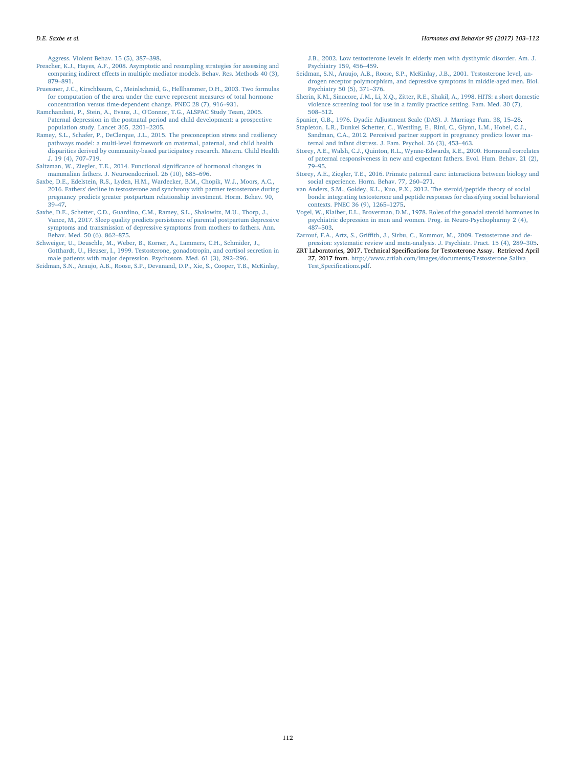Aggress. Violent Behav. 15 (5), 387–398.

Preacher, K.J., Hayes, A.F., 2008. Asymptotic and resampling strategies for assessing and comparing indirect effects in multiple mediator models. Behav. Res. Methods 40 (3), 879–891.

Pruessner, J.C., Kirschbaum, C., Meinlschmid, G., Hellhammer, D.H., 2003. Two formulas for computation of the area under the curve represent measures of total hormone concentration versus time-dependent change. PNEC 28 (7), 916–931.

Ramchandani, P., Stein, A., Evans, J., O'Connor, T.G., ALSPAC Study Team, 2005. Paternal depression in the postnatal period and child development: a prospective population study. Lancet 365, 2201–2205.

Ramey, S.L., Schafer, P., DeClerque, J.L., 2015. The preconception stress and resiliency pathways model: a multi-level framework on maternal, paternal, and child health disparities derived by community-based participatory research. Matern. Child Health J. 19 (4), 707–719.

Saltzman, W., Ziegler, T.E., 2014. Functional significance of hormonal changes in mammalian fathers. J. Neuroendocrinol. 26 (10), 685–696.

Saxbe, D.E., Edelstein, R.S., Lyden, H.M., Wardecker, B.M., Chopik, W.J., Moors, A.C., 2016. Fathers' decline in testosterone and synchrony with partner testosterone during pregnancy predicts greater postpartum relationship investment. Horm. Behav. 90, 39–47.

Saxbe, D.E., Schetter, C.D., Guardino, C.M., Ramey, S.L., Shalowitz, M.U., Thorp, J., Vance, M., 2017. Sleep quality predicts persistence of parental postpartum depressive symptoms and transmission of depressive symptoms from mothers to fathers. Ann. Behav. Med. 50 (6), 862–875.

Schweiger, U., Deuschle, M., Weber, B., Korner, A., Lammers, C.H., Schmider, J., Gotthardt, U., Heuser, I., 1999. Testosterone, gonadotropin, and cortisol secretion in male patients with major depression. Psychosom. Med. 61 (3), 292–296.

Seidman, S.N., Araujo, A.B., Roose, S.P., Devanand, D.P., Xie, S., Cooper, T.B., McKinlay, J.B., 2002. Low testosterone levels in elderly men with dysthymic disorder. Am. J. Psychiatry 159, 456–459.

Seidman, S.N., Araujo, A.B., Roose, S.P., McKinlay, J.B., 2001. Testosterone level, androgen receptor polymorphism, and depressive symptoms in middle-aged men. Biol. Psychiatry 50 (5), 371–376.

Sherin, K.M., Sinacore, J.M., Li, X.Q., Zitter, R.E., Shakil, A., 1998. HITS: a short domestic violence screening tool for use in a family practice setting. Fam. Med. 30 (7), 508–512.

Spanier, G.B., 1976. Dyadic Adjustment Scale (DAS). J. Marriage Fam. 38, 15–28.

Stapleton, L.R., Dunkel Schetter, C., Westling, E., Rini, C., Glynn, L.M., Hobel, C.J., Sandman, C.A., 2012. Perceived partner support in pregnancy predicts lower maternal and infant distress. J. Fam. Psychol. 26 (3), 453–463.

Storey, A.E., Walsh, C.J., Quinton, R.L., Wynne-Edwards, K.E., 2000. Hormonal correlates of paternal responsiveness in new and expectant fathers. Evol. Hum. Behav. 21 (2), 79–95.

Storey, A.E., Ziegler, T.E., 2016. Primate paternal care: interactions between biology and social experience. Horm. Behav. 77, 260–271.

van Anders, S.M., Goldey, K.L., Kuo, P.X., 2012. The steroid/peptide theory of social bonds: integrating testosterone and peptide responses for classifying social behavioral contexts. PNEC 36 (9), 1265–1275.

Vogel, W., Klaiber, E.L., Broverman, D.M., 1978. Roles of the gonadal steroid hormones in psychiatric depression in men and women. Prog. in Neuro-Psychopharmy 2 (4), 487–503.

Zarrouf, F.A., Artz, S., Griffith, J., Sirbu, C., Kommor, M., 2009. Testosterone and depression: systematic review and meta-analysis. J. Psychiatr. Pract. 15 (4), 289–305.

ZRT Laboratories, 2017. Technical Specifications for Testosterone Assay. Retrieved April 27, 2017 from. http://www.zrtlab.com/images/documents/Testosterone_Saliva_Test_Specifications.pdf.